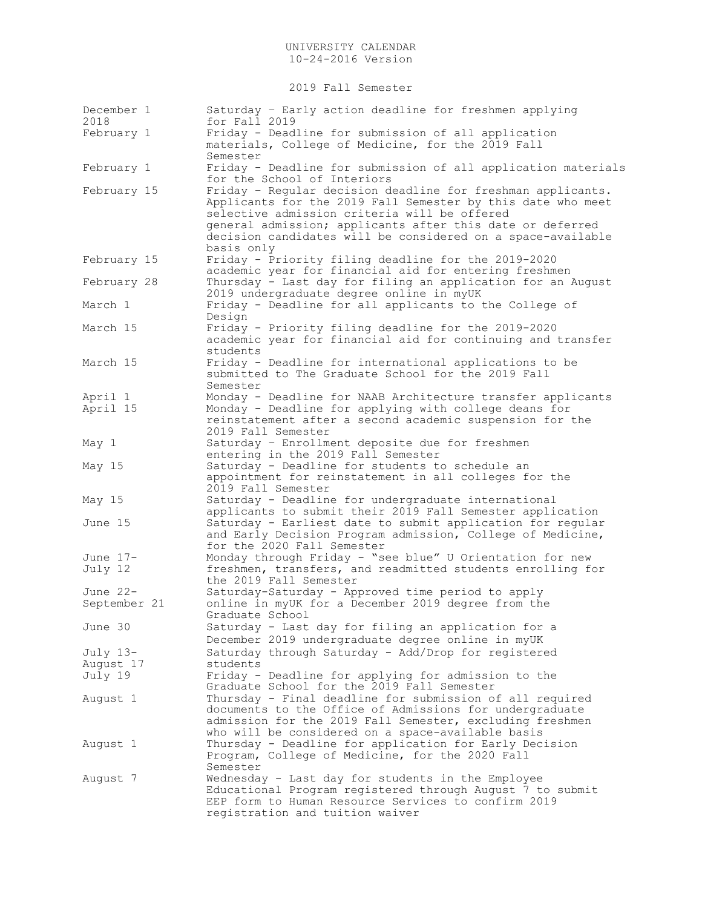UNIVERSITY CALENDAR
10-24-2016 Version

2019 Fall Semester

| Date | Event |
|---|---|
| December 1 2018 | Saturday – Early action deadline for freshmen applying for Fall 2019 |
| February 1 | Friday - Deadline for submission of all application materials, College of Medicine, for the 2019 Fall Semester |
| February 1 | Friday - Deadline for submission of all application materials for the School of Interiors |
| February 15 | Friday – Regular decision deadline for freshman applicants. Applicants for the 2019 Fall Semester by this date who meet selective admission criteria will be offered general admission; applicants after this date or deferred decision candidates will be considered on a space-available basis only |
| February 15 | Friday - Priority filing deadline for the 2019-2020 academic year for financial aid for entering freshmen |
| February 28 | Thursday - Last day for filing an application for an August 2019 undergraduate degree online in myUK |
| March 1 | Friday - Deadline for all applicants to the College of Design |
| March 15 | Friday - Priority filing deadline for the 2019-2020 academic year for financial aid for continuing and transfer students |
| March 15 | Friday - Deadline for international applications to be submitted to The Graduate School for the 2019 Fall Semester |
| April 1 | Monday - Deadline for NAAB Architecture transfer applicants |
| April 15 | Monday - Deadline for applying with college deans for reinstatement after a second academic suspension for the 2019 Fall Semester |
| May 1 | Saturday – Enrollment deposite due for freshmen entering in the 2019 Fall Semester |
| May 15 | Saturday - Deadline for students to schedule an appointment for reinstatement in all colleges for the 2019 Fall Semester |
| May 15 | Saturday - Deadline for undergraduate international applicants to submit their 2019 Fall Semester application |
| June 15 | Saturday - Earliest date to submit application for regular and Early Decision Program admission, College of Medicine, for the 2020 Fall Semester |
| June 17-July 12 | Monday through Friday - "see blue" U Orientation for new freshmen, transfers, and readmitted students enrolling for the 2019 Fall Semester |
| June 22-September 21 | Saturday-Saturday - Approved time period to apply online in myUK for a December 2019 degree from the Graduate School |
| June 30 | Saturday - Last day for filing an application for a December 2019 undergraduate degree online in myUK |
| July 13-August 17 | Saturday through Saturday - Add/Drop for registered students |
| July 19 | Friday - Deadline for applying for admission to the Graduate School for the 2019 Fall Semester |
| August 1 | Thursday - Final deadline for submission of all required documents to the Office of Admissions for undergraduate admission for the 2019 Fall Semester, excluding freshmen who will be considered on a space-available basis |
| August 1 | Thursday - Deadline for application for Early Decision Program, College of Medicine, for the 2020 Fall Semester |
| August 7 | Wednesday - Last day for students in the Employee Educational Program registered through August 7 to submit EEP form to Human Resource Services to confirm 2019 registration and tuition waiver |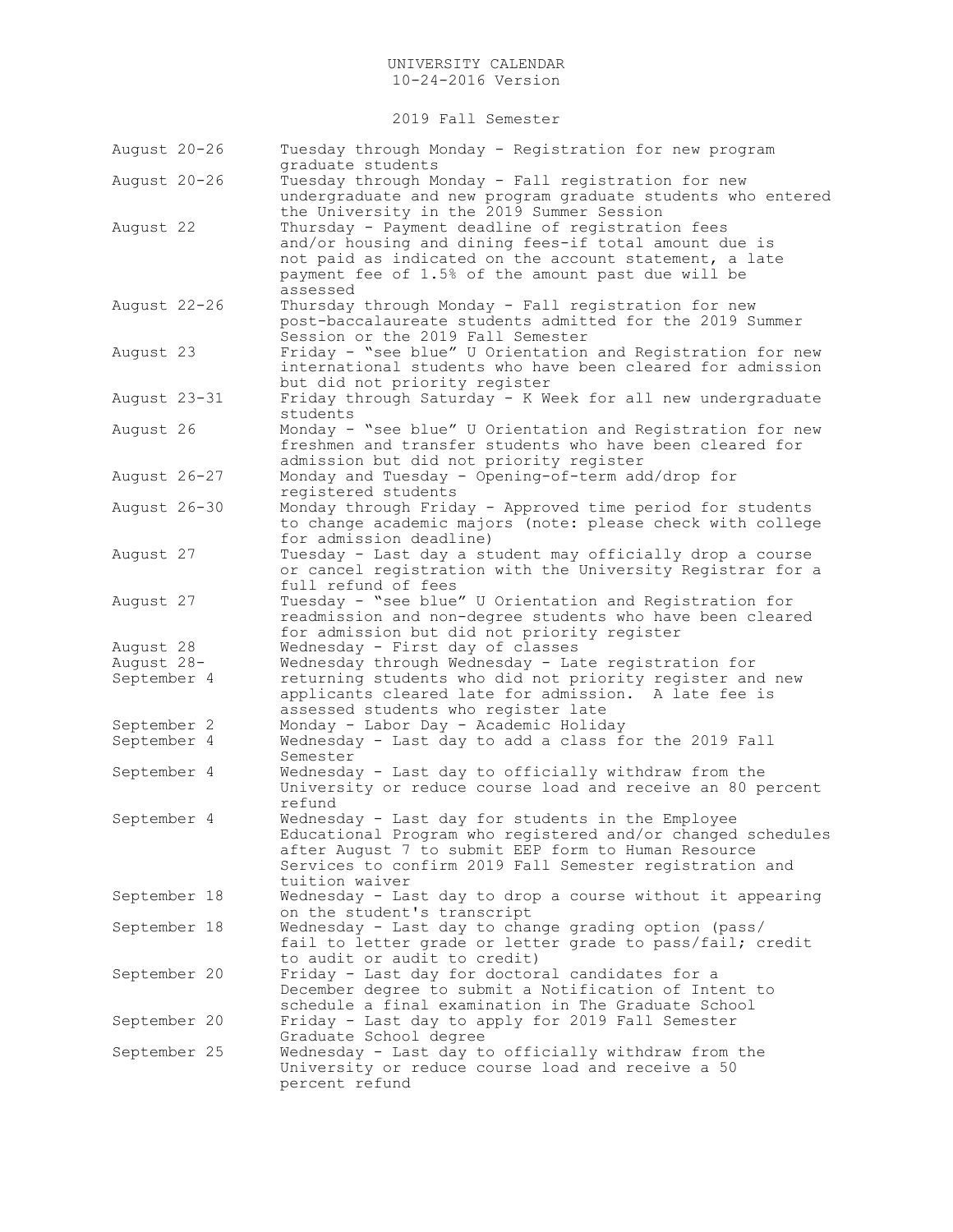UNIVERSITY CALENDAR
10-24-2016 Version

## 2019 Fall Semester

| Date | Event |
|---|---|
| August 20-26 | Tuesday through Monday - Registration for new program graduate students |
| August 20-26 | Tuesday through Monday - Fall registration for new undergraduate and new program graduate students who entered the University in the 2019 Summer Session |
| August 22 | Thursday - Payment deadline of registration fees and/or housing and dining fees-if total amount due is not paid as indicated on the account statement, a late payment fee of 1.5% of the amount past due will be assessed |
| August 22-26 | Thursday through Monday - Fall registration for new post-baccalaureate students admitted for the 2019 Summer Session or the 2019 Fall Semester |
| August 23 | Friday - "see blue" U Orientation and Registration for new international students who have been cleared for admission but did not priority register |
| August 23-31 | Friday through Saturday - K Week for all new undergraduate students |
| August 26 | Monday - "see blue" U Orientation and Registration for new freshmen and transfer students who have been cleared for admission but did not priority register |
| August 26-27 | Monday and Tuesday - Opening-of-term add/drop for registered students |
| August 26-30 | Monday through Friday - Approved time period for students to change academic majors (note: please check with college for admission deadline) |
| August 27 | Tuesday - Last day a student may officially drop a course or cancel registration with the University Registrar for a full refund of fees |
| August 27 | Tuesday - "see blue" U Orientation and Registration for readmission and non-degree students who have been cleared for admission but did not priority register |
| August 28 | Wednesday - First day of classes |
| August 28-September 4 | Wednesday through Wednesday - Late registration for returning students who did not priority register and new applicants cleared late for admission. A late fee is assessed students who register late |
| September 2 | Monday - Labor Day - Academic Holiday |
| September 4 | Wednesday - Last day to add a class for the 2019 Fall Semester |
| September 4 | Wednesday - Last day to officially withdraw from the University or reduce course load and receive an 80 percent refund |
| September 4 | Wednesday - Last day for students in the Employee Educational Program who registered and/or changed schedules after August 7 to submit EEP form to Human Resource Services to confirm 2019 Fall Semester registration and tuition waiver |
| September 18 | Wednesday - Last day to drop a course without it appearing on the student's transcript |
| September 18 | Wednesday - Last day to change grading option (pass/fail to letter grade or letter grade to pass/fail; credit to audit or audit to credit) |
| September 20 | Friday - Last day for doctoral candidates for a December degree to submit a Notification of Intent to schedule a final examination in The Graduate School |
| September 20 | Friday - Last day to apply for 2019 Fall Semester Graduate School degree |
| September 25 | Wednesday - Last day to officially withdraw from the University or reduce course load and receive a 50 percent refund |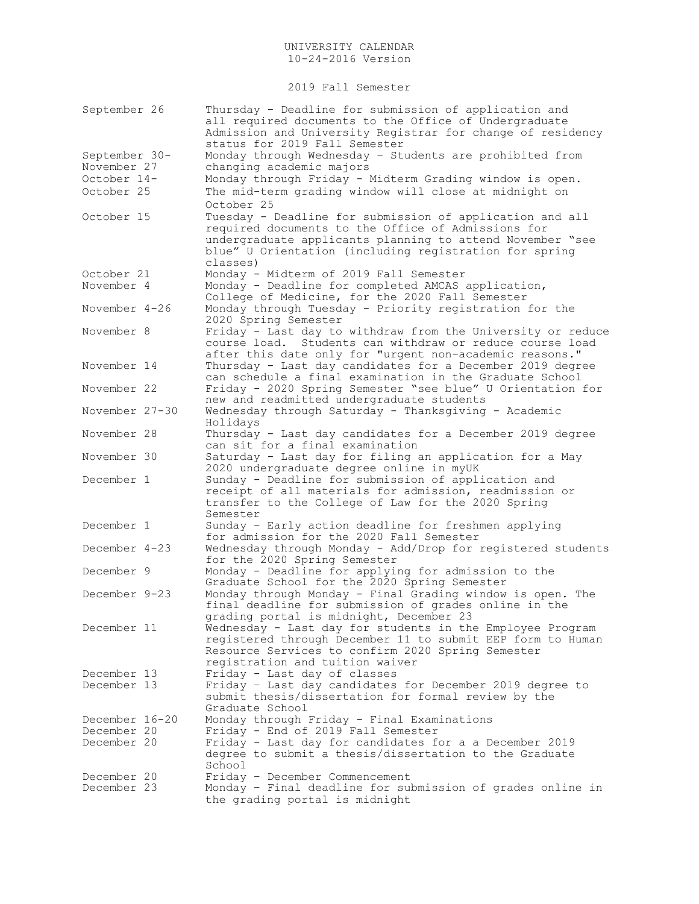UNIVERSITY CALENDAR
10-24-2016 Version

2019 Fall Semester

| | |
|---|---|
| September 26 | Thursday - Deadline for submission of application and all required documents to the Office of Undergraduate Admission and University Registrar for change of residency status for 2019 Fall Semester |
| September 30- November 27 | Monday through Wednesday – Students are prohibited from changing academic majors |
| October 14- October 25 | Monday through Friday - Midterm Grading window is open. The mid-term grading window will close at midnight on October 25 |
| October 15 | Tuesday - Deadline for submission of application and all required documents to the Office of Admissions for undergraduate applicants planning to attend November "see blue" U Orientation (including registration for spring classes) |
| October 21 | Monday - Midterm of 2019 Fall Semester |
| November 4 | Monday - Deadline for completed AMCAS application, College of Medicine, for the 2020 Fall Semester |
| November 4-26 | Monday through Tuesday - Priority registration for the 2020 Spring Semester |
| November 8 | Friday - Last day to withdraw from the University or reduce course load. Students can withdraw or reduce course load after this date only for "urgent non-academic reasons." |
| November 14 | Thursday - Last day candidates for a December 2019 degree can schedule a final examination in the Graduate School |
| November 22 | Friday - 2020 Spring Semester "see blue" U Orientation for new and readmitted undergraduate students |
| November 27-30 | Wednesday through Saturday - Thanksgiving - Academic Holidays |
| November 28 | Thursday - Last day candidates for a December 2019 degree can sit for a final examination |
| November 30 | Saturday - Last day for filing an application for a May 2020 undergraduate degree online in myUK |
| December 1 | Sunday - Deadline for submission of application and receipt of all materials for admission, readmission or transfer to the College of Law for the 2020 Spring Semester |
| December 1 | Sunday – Early action deadline for freshmen applying for admission for the 2020 Fall Semester |
| December 4-23 | Wednesday through Monday - Add/Drop for registered students for the 2020 Spring Semester |
| December 9 | Monday - Deadline for applying for admission to the Graduate School for the 2020 Spring Semester |
| December 9-23 | Monday through Monday - Final Grading window is open. The final deadline for submission of grades online in the grading portal is midnight, December 23 |
| December 11 | Wednesday - Last day for students in the Employee Program registered through December 11 to submit EEP form to Human Resource Services to confirm 2020 Spring Semester registration and tuition waiver |
| December 13 | Friday - Last day of classes |
| December 13 | Friday – Last day candidates for December 2019 degree to submit thesis/dissertation for formal review by the Graduate School |
| December 16-20 | Monday through Friday - Final Examinations |
| December 20 | Friday - End of 2019 Fall Semester |
| December 20 | Friday - Last day for candidates for a a December 2019 degree to submit a thesis/dissertation to the Graduate School |
| December 20 | Friday – December Commencement |
| December 23 | Monday – Final deadline for submission of grades online in the grading portal is midnight |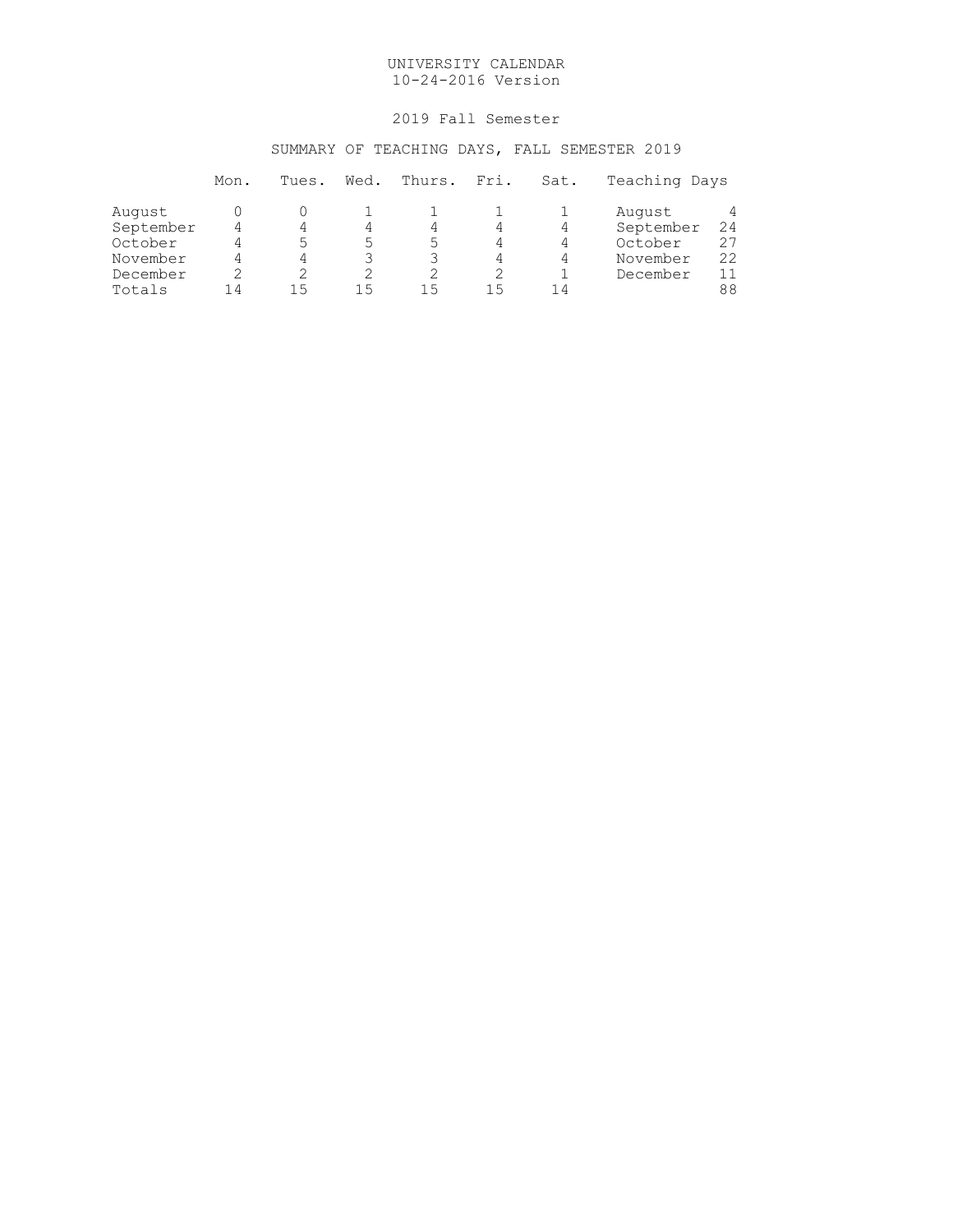# UNIVERSITY CALENDAR

10-24-2016 Version

## 2019 Fall Semester

### SUMMARY OF TEACHING DAYS, FALL SEMESTER 2019

| | Mon. | Tues. | Wed. | Thurs. | Fri. | Sat. | Teaching Days | |
|---|---|---|---|---|---|---|---|---|
| August | 0 | 0 | 1 | 1 | 1 | 1 | August | 4 |
| September | 4 | 4 | 4 | 4 | 4 | 4 | September | 24 |
| October | 4 | 5 | 5 | 5 | 4 | 4 | October | 27 |
| November | 4 | 4 | 3 | 3 | 4 | 4 | November | 22 |
| December | 2 | 2 | 2 | 2 | 2 | 1 | December | 11 |
| Totals | 14 | 15 | 15 | 15 | 15 | 14 | | 88 |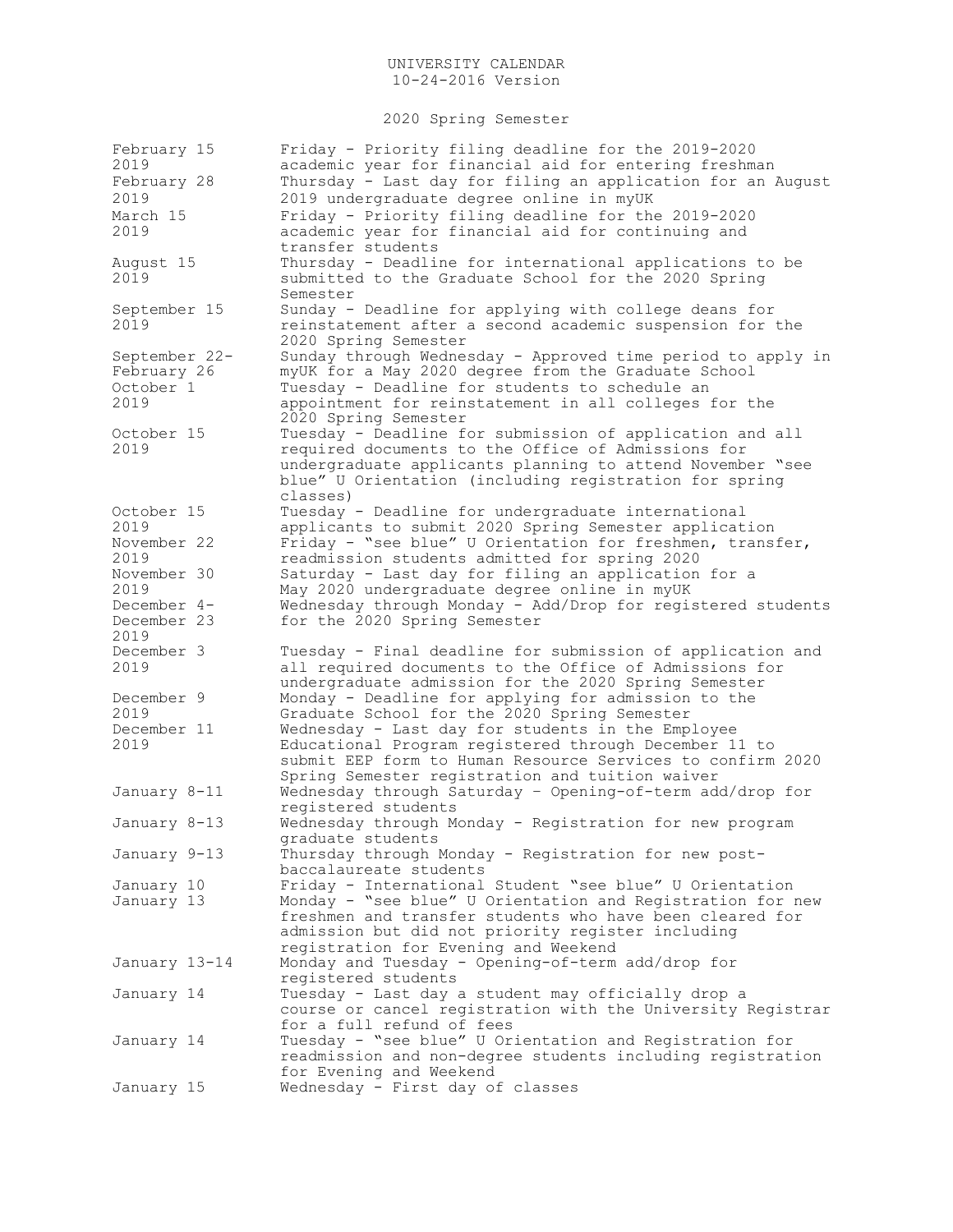# UNIVERSITY CALENDAR
10-24-2016 Version

## 2020 Spring Semester

| Date | Event |
|---|---|
| February 15 2019 | Friday - Priority filing deadline for the 2019-2020 academic year for financial aid for entering freshman |
| February 28 2019 | Thursday - Last day for filing an application for an August 2019 undergraduate degree online in myUK |
| March 15 2019 | Friday - Priority filing deadline for the 2019-2020 academic year for financial aid for continuing and transfer students |
| August 15 2019 | Thursday - Deadline for international applications to be submitted to the Graduate School for the 2020 Spring Semester |
| September 15 2019 | Sunday - Deadline for applying with college deans for reinstatement after a second academic suspension for the 2020 Spring Semester |
| September 22- February 26 | Sunday through Wednesday - Approved time period to apply in myUK for a May 2020 degree from the Graduate School |
| October 1 2019 | Tuesday - Deadline for students to schedule an appointment for reinstatement in all colleges for the 2020 Spring Semester |
| October 15 2019 | Tuesday - Deadline for submission of application and all required documents to the Office of Admissions for undergraduate applicants planning to attend November "see blue" U Orientation (including registration for spring classes) |
| October 15 2019 | Tuesday - Deadline for undergraduate international applicants to submit 2020 Spring Semester application |
| November 22 2019 | Friday - "see blue" U Orientation for freshmen, transfer, readmission students admitted for spring 2020 |
| November 30 2019 | Saturday - Last day for filing an application for a May 2020 undergraduate degree online in myUK |
| December 4- December 23 2019 | Wednesday through Monday - Add/Drop for registered students for the 2020 Spring Semester |
| December 3 2019 | Tuesday - Final deadline for submission of application and all required documents to the Office of Admissions for undergraduate admission for the 2020 Spring Semester |
| December 9 2019 | Monday - Deadline for applying for admission to the Graduate School for the 2020 Spring Semester |
| December 11 2019 | Wednesday - Last day for students in the Employee Educational Program registered through December 11 to submit EEP form to Human Resource Services to confirm 2020 Spring Semester registration and tuition waiver |
| January 8-11 | Wednesday through Saturday – Opening-of-term add/drop for registered students |
| January 8-13 | Wednesday through Monday - Registration for new program graduate students |
| January 9-13 | Thursday through Monday - Registration for new post-baccalaureate students |
| January 10 | Friday - International Student "see blue" U Orientation |
| January 13 | Monday - "see blue" U Orientation and Registration for new freshmen and transfer students who have been cleared for admission but did not priority register including registration for Evening and Weekend |
| January 13-14 | Monday and Tuesday - Opening-of-term add/drop for registered students |
| January 14 | Tuesday - Last day a student may officially drop a course or cancel registration with the University Registrar for a full refund of fees |
| January 14 | Tuesday - "see blue" U Orientation and Registration for readmission and non-degree students including registration for Evening and Weekend |
| January 15 | Wednesday - First day of classes |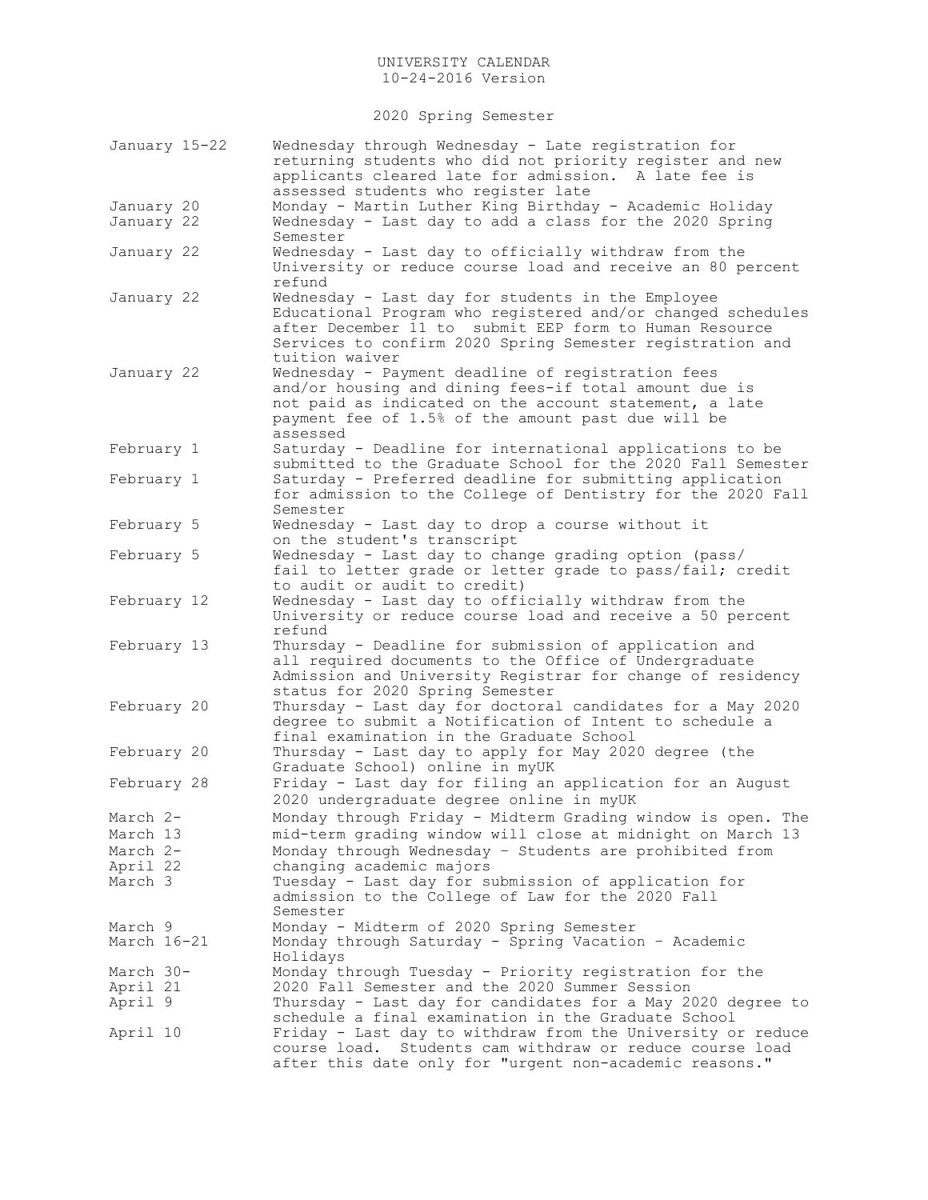UNIVERSITY CALENDAR
10-24-2016 Version

## 2020 Spring Semester

| Date | Event |
| --- | --- |
| January 15-22 | Wednesday through Wednesday - Late registration for returning students who did not priority register and new applicants cleared late for admission. A late fee is assessed students who register late |
| January 20 | Monday - Martin Luther King Birthday - Academic Holiday |
| January 22 | Wednesday - Last day to add a class for the 2020 Spring Semester |
| January 22 | Wednesday - Last day to officially withdraw from the University or reduce course load and receive an 80 percent refund |
| January 22 | Wednesday - Last day for students in the Employee Educational Program who registered and/or changed schedules after December 11 to submit EEP form to Human Resource Services to confirm 2020 Spring Semester registration and tuition waiver |
| January 22 | Wednesday - Payment deadline of registration fees and/or housing and dining fees-if total amount due is not paid as indicated on the account statement, a late payment fee of 1.5% of the amount past due will be assessed |
| February 1 | Saturday - Deadline for international applications to be submitted to the Graduate School for the 2020 Fall Semester |
| February 1 | Saturday - Preferred deadline for submitting application for admission to the College of Dentistry for the 2020 Fall Semester |
| February 5 | Wednesday - Last day to drop a course without it on the student's transcript |
| February 5 | Wednesday - Last day to change grading option (pass/fail to letter grade or letter grade to pass/fail; credit to audit or audit to credit) |
| February 12 | Wednesday - Last day to officially withdraw from the University or reduce course load and receive a 50 percent refund |
| February 13 | Thursday - Deadline for submission of application and all required documents to the Office of Undergraduate Admission and University Registrar for change of residency status for 2020 Spring Semester |
| February 20 | Thursday - Last day for doctoral candidates for a May 2020 degree to submit a Notification of Intent to schedule a final examination in the Graduate School |
| February 20 | Thursday - Last day to apply for May 2020 degree (the Graduate School) online in myUK |
| February 28 | Friday - Last day for filing an application for an August 2020 undergraduate degree online in myUK |
| March 2-March 13 | Monday through Friday - Midterm Grading window is open. The mid-term grading window will close at midnight on March 13 |
| March 2-April 22 | Monday through Wednesday – Students are prohibited from changing academic majors |
| March 3 | Tuesday - Last day for submission of application for admission to the College of Law for the 2020 Fall Semester |
| March 9 | Monday - Midterm of 2020 Spring Semester |
| March 16-21 | Monday through Saturday - Spring Vacation – Academic Holidays |
| March 30-April 21 | Monday through Tuesday - Priority registration for the 2020 Fall Semester and the 2020 Summer Session |
| April 9 | Thursday - Last day for candidates for a May 2020 degree to schedule a final examination in the Graduate School |
| April 10 | Friday - Last day to withdraw from the University or reduce course load. Students cam withdraw or reduce course load after this date only for "urgent non-academic reasons." |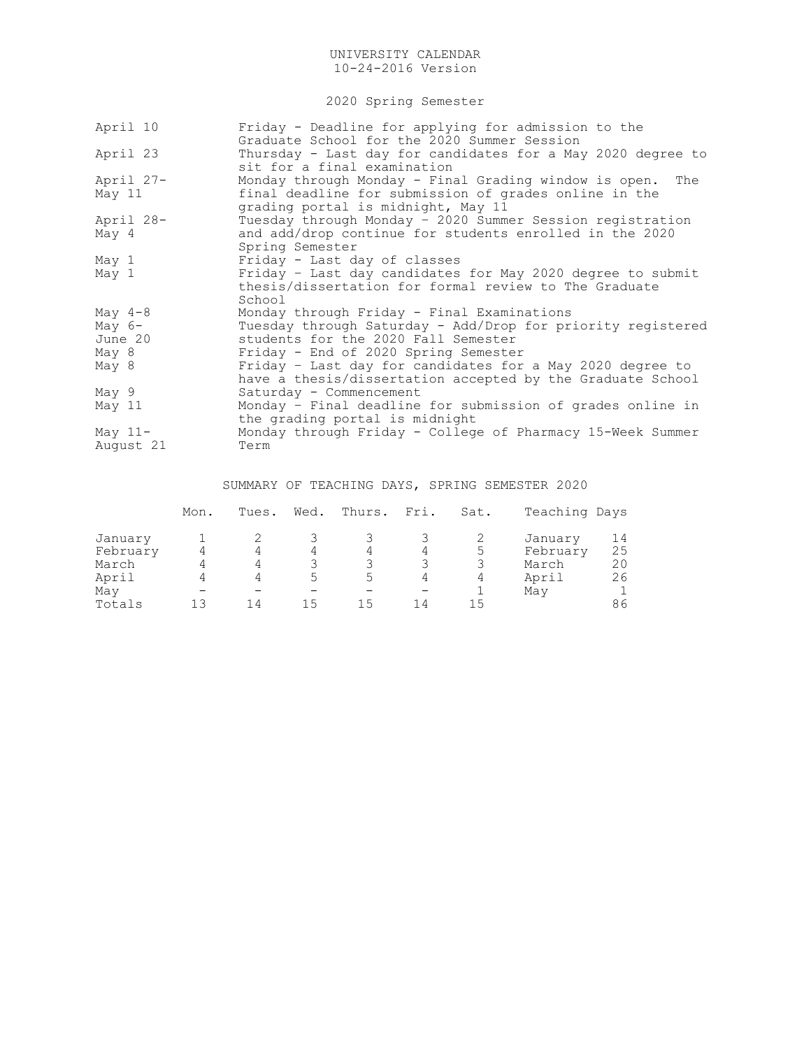UNIVERSITY CALENDAR
10-24-2016 Version

## 2020 Spring Semester

| | |
|---|---|
| April 10 | Friday - Deadline for applying for admission to the Graduate School for the 2020 Summer Session |
| April 23 | Thursday - Last day for candidates for a May 2020 degree to sit for a final examination |
| April 27-May 11 | Monday through Monday - Final Grading window is open. The final deadline for submission of grades online in the grading portal is midnight, May 11 |
| April 28-May 4 | Tuesday through Monday – 2020 Summer Session registration and add/drop continue for students enrolled in the 2020 Spring Semester |
| May 1 | Friday - Last day of classes |
| May 1 | Friday – Last day candidates for May 2020 degree to submit thesis/dissertation for formal review to The Graduate School |
| May 4-8 | Monday through Friday - Final Examinations |
| May 6-June 20 | Tuesday through Saturday - Add/Drop for priority registered students for the 2020 Fall Semester |
| May 8 | Friday - End of 2020 Spring Semester |
| May 8 | Friday – Last day for candidates for a May 2020 degree to have a thesis/dissertation accepted by the Graduate School |
| May 9 | Saturday - Commencement |
| May 11 | Monday – Final deadline for submission of grades online in the grading portal is midnight |
| May 11-August 21 | Monday through Friday - College of Pharmacy 15-Week Summer Term |

## SUMMARY OF TEACHING DAYS, SPRING SEMESTER 2020

| | Mon. | Tues. | Wed. | Thurs. | Fri. | Sat. | Teaching Days | |
|---|---|---|---|---|---|---|---|---|
| January | 1 | 2 | 3 | 3 | 3 | 2 | January | 14 |
| February | 4 | 4 | 4 | 4 | 4 | 5 | February | 25 |
| March | 4 | 4 | 3 | 3 | 3 | 3 | March | 20 |
| April | 4 | 4 | 5 | 5 | 4 | 4 | April | 26 |
| May | – | – | – | – | – | 1 | May | 1 |
| Totals | 13 | 14 | 15 | 15 | 14 | 15 | | 86 |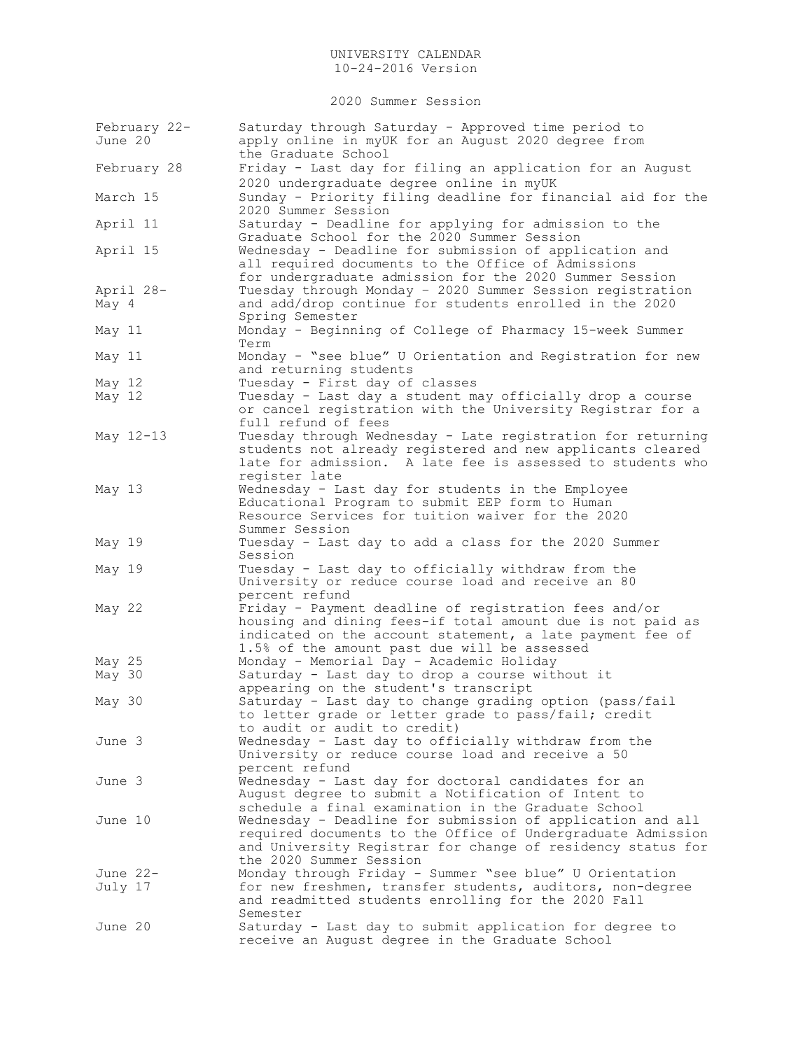UNIVERSITY CALENDAR
10-24-2016 Version

## 2020 Summer Session

| Date | Event |
|---|---|
| February 22-June 20 | Saturday through Saturday - Approved time period to apply online in myUK for an August 2020 degree from the Graduate School |
| February 28 | Friday - Last day for filing an application for an August 2020 undergraduate degree online in myUK |
| March 15 | Sunday - Priority filing deadline for financial aid for the 2020 Summer Session |
| April 11 | Saturday - Deadline for applying for admission to the Graduate School for the 2020 Summer Session |
| April 15 | Wednesday - Deadline for submission of application and all required documents to the Office of Admissions for undergraduate admission for the 2020 Summer Session |
| April 28-May 4 | Tuesday through Monday – 2020 Summer Session registration and add/drop continue for students enrolled in the 2020 Spring Semester |
| May 11 | Monday - Beginning of College of Pharmacy 15-week Summer Term |
| May 11 | Monday - "see blue" U Orientation and Registration for new and returning students |
| May 12 | Tuesday - First day of classes |
| May 12 | Tuesday - Last day a student may officially drop a course or cancel registration with the University Registrar for a full refund of fees |
| May 12-13 | Tuesday through Wednesday - Late registration for returning students not already registered and new applicants cleared late for admission. A late fee is assessed to students who register late |
| May 13 | Wednesday - Last day for students in the Employee Educational Program to submit EEP form to Human Resource Services for tuition waiver for the 2020 Summer Session |
| May 19 | Tuesday - Last day to add a class for the 2020 Summer Session |
| May 19 | Tuesday - Last day to officially withdraw from the University or reduce course load and receive an 80 percent refund |
| May 22 | Friday - Payment deadline of registration fees and/or housing and dining fees-if total amount due is not paid as indicated on the account statement, a late payment fee of 1.5% of the amount past due will be assessed |
| May 25 | Monday - Memorial Day - Academic Holiday |
| May 30 | Saturday - Last day to drop a course without it appearing on the student's transcript |
| May 30 | Saturday - Last day to change grading option (pass/fail to letter grade or letter grade to pass/fail; credit to audit or audit to credit) |
| June 3 | Wednesday - Last day to officially withdraw from the University or reduce course load and receive a 50 percent refund |
| June 3 | Wednesday - Last day for doctoral candidates for an August degree to submit a Notification of Intent to schedule a final examination in the Graduate School |
| June 10 | Wednesday - Deadline for submission of application and all required documents to the Office of Undergraduate Admission and University Registrar for change of residency status for the 2020 Summer Session |
| June 22-July 17 | Monday through Friday - Summer "see blue" U Orientation for new freshmen, transfer students, auditors, non-degree and readmitted students enrolling for the 2020 Fall Semester |
| June 20 | Saturday - Last day to submit application for degree to receive an August degree in the Graduate School |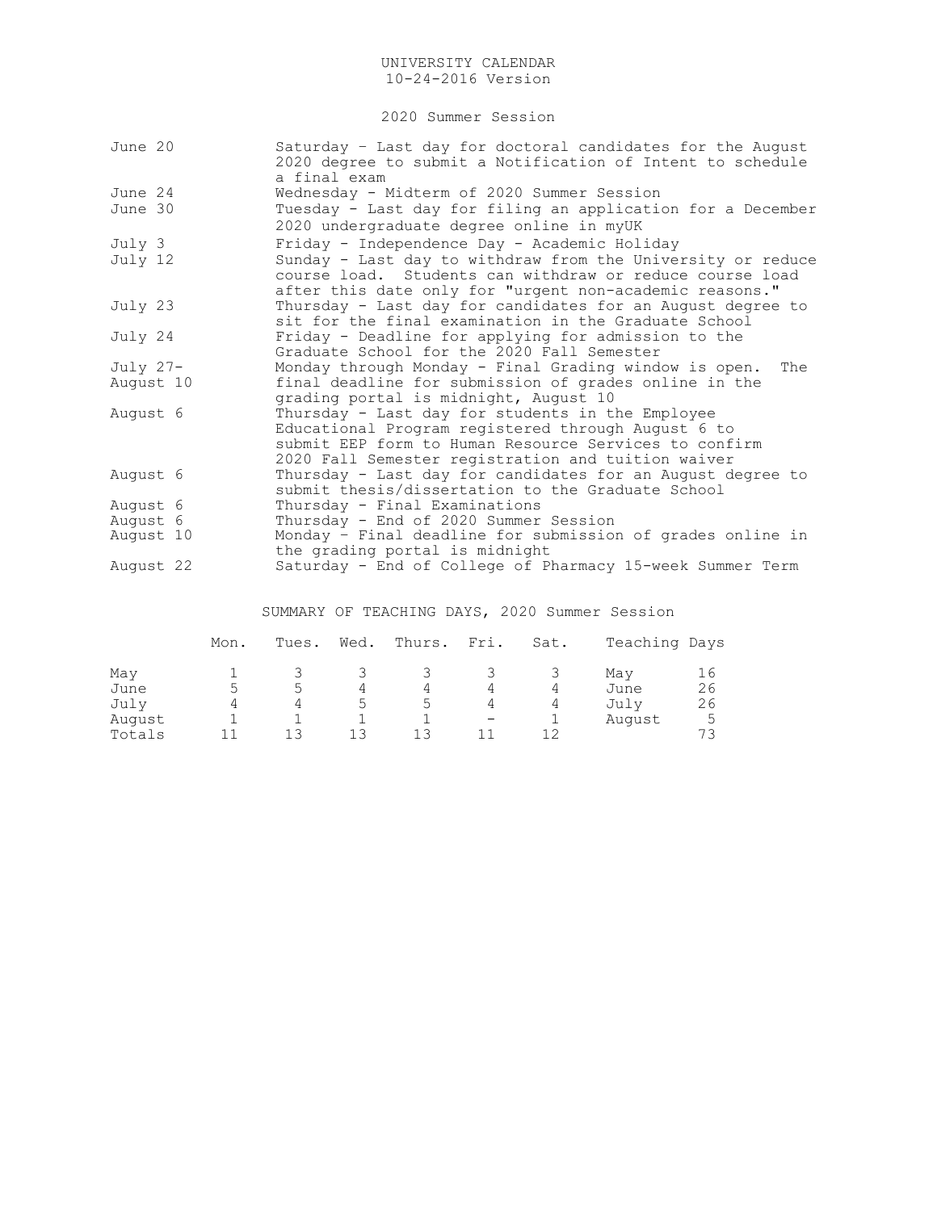# UNIVERSITY CALENDAR

10-24-2016 Version

## 2020 Summer Session

| | |
|---|---|
| June 20 | Saturday – Last day for doctoral candidates for the August 2020 degree to submit a Notification of Intent to schedule a final exam |
| June 24 | Wednesday - Midterm of 2020 Summer Session |
| June 30 | Tuesday - Last day for filing an application for a December 2020 undergraduate degree online in myUK |
| July 3 | Friday - Independence Day - Academic Holiday |
| July 12 | Sunday - Last day to withdraw from the University or reduce course load. Students can withdraw or reduce course load after this date only for "urgent non-academic reasons." |
| July 23 | Thursday - Last day for candidates for an August degree to sit for the final examination in the Graduate School |
| July 24 | Friday - Deadline for applying for admission to the Graduate School for the 2020 Fall Semester |
| July 27-August 10 | Monday through Monday - Final Grading window is open. The final deadline for submission of grades online in the grading portal is midnight, August 10 |
| August 6 | Thursday - Last day for students in the Employee Educational Program registered through August 6 to submit EEP form to Human Resource Services to confirm 2020 Fall Semester registration and tuition waiver |
| August 6 | Thursday - Last day for candidates for an August degree to submit thesis/dissertation to the Graduate School |
| August 6 | Thursday - Final Examinations |
| August 6 | Thursday - End of 2020 Summer Session |
| August 10 | Monday – Final deadline for submission of grades online in the grading portal is midnight |
| August 22 | Saturday - End of College of Pharmacy 15-week Summer Term |

## SUMMARY OF TEACHING DAYS, 2020 Summer Session

| | Mon. | Tues. | Wed. | Thurs. | Fri. | Sat. | Teaching Days | |
|---|---|---|---|---|---|---|---|---|
| May | 1 | 3 | 3 | 3 | 3 | 3 | May | 16 |
| June | 5 | 5 | 4 | 4 | 4 | 4 | June | 26 |
| July | 4 | 4 | 5 | 5 | 4 | 4 | July | 26 |
| August | 1 | 1 | 1 | 1 | - | 1 | August | 5 |
| Totals | 11 | 13 | 13 | 13 | 11 | 12 | | 73 |